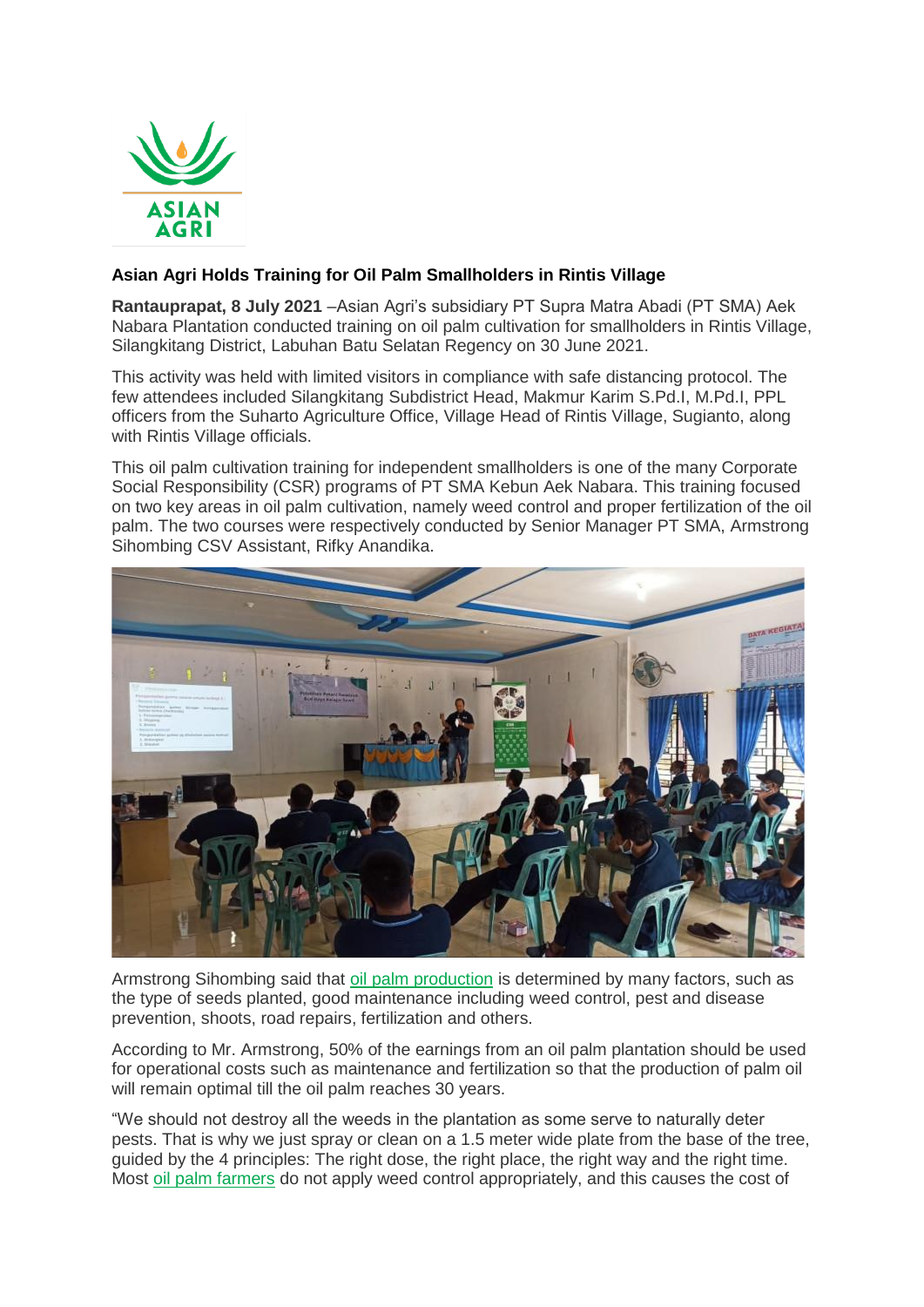**Asian Agri Holds Training for Oil Palm Smallholders in Rintis Village**

**Rantauprapat, 8 July 2021** –Asian Agri's subsidiary PT Supra Matra Abadi (PT SMA) Aek Nabara Plantation conducted training on oil palm cultivation for smallholders in Rintis Village, Silangkitang District, Labuhan Batu Selatan Regency on 30 June 2021.

This activity was held with limited visitors in compliance with safe distancing protocol. The few attendees included Silangkitang Subdistrict Head, Makmur Karim S.Pd.I, M.Pd.I, PPL officers from the Suharto Agriculture Office, Village Head of Rintis Village, Sugianto, along with Rintis Village officials.

This oil palm cultivation training for independent smallholders is one of the many Corporate Social Responsibility (CSR) programs of PT SMA Kebun Aek Nabara. This training focused on two key areas in oil palm cultivation, namely weed control and proper fertilization of the oil palm. The two courses were respectively conducted by Senior Manager PT SMA, Armstrong Sihombing CSV Assistant, Rifky Anandika.

Armstrong Sihombing said that oil palm production is determined by many factors, such as the type of seeds planted, good maintenance including weed control, pest and disease prevention, shoots, road repairs, fertilization and others.

According to Mr. Armstrong, 50% of the earnings from an oil palm plantation should be used for operational costs such as maintenance and fertilization so that the production of palm oil will remain optimal till the oil palm reaches 30 years.

"We should not destroy all the weeds in the plantation as some serve to naturally deter pests. That is why we just spray or clean on a 1.5 meter wide plate from the base of the tree, guided by the 4 principles: The right dose, the right place, the right way and the right time. Most oil palm farmers do not apply weed control appropriately, and this causes the cost of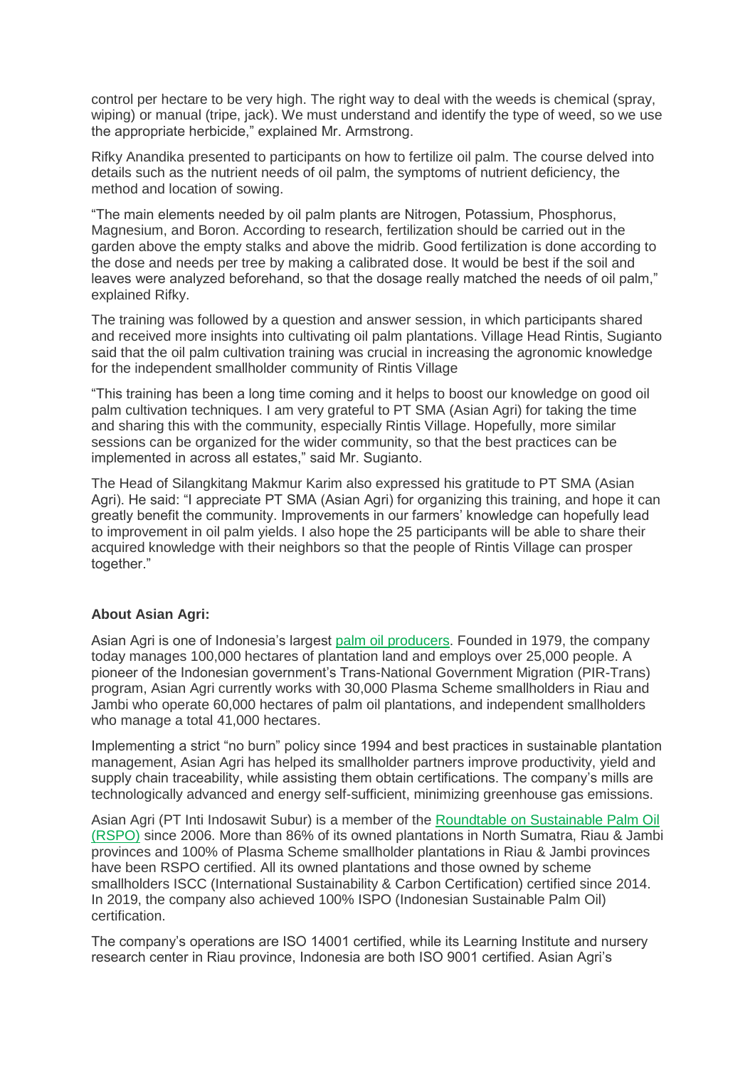control per hectare to be very high. The right way to deal with the weeds is chemical (spray, wiping) or manual (tripe, jack). We must understand and identify the type of weed, so we use the appropriate herbicide," explained Mr. Armstrong.

Rifky Anandika presented to participants on how to fertilize oil palm. The course delved into details such as the nutrient needs of oil palm, the symptoms of nutrient deficiency, the method and location of sowing.

"The main elements needed by oil palm plants are Nitrogen, Potassium, Phosphorus, Magnesium, and Boron. According to research, fertilization should be carried out in the garden above the empty stalks and above the midrib. Good fertilization is done according to the dose and needs per tree by making a calibrated dose. It would be best if the soil and leaves were analyzed beforehand, so that the dosage really matched the needs of oil palm," explained Rifky.

The training was followed by a question and answer session, in which participants shared and received more insights into cultivating oil palm plantations. Village Head Rintis, Sugianto said that the oil palm cultivation training was crucial in increasing the agronomic knowledge for the independent smallholder community of Rintis Village

"This training has been a long time coming and it helps to boost our knowledge on good oil palm cultivation techniques. I am very grateful to PT SMA (Asian Agri) for taking the time and sharing this with the community, especially Rintis Village. Hopefully, more similar sessions can be organized for the wider community, so that the best practices can be implemented in across all estates," said Mr. Sugianto.

The Head of Silangkitang Makmur Karim also expressed his gratitude to PT SMA (Asian Agri). He said: "I appreciate PT SMA (Asian Agri) for organizing this training, and hope it can greatly benefit the community. Improvements in our farmers' knowledge can hopefully lead to improvement in oil palm yields. I also hope the 25 participants will be able to share their acquired knowledge with their neighbors so that the people of Rintis Village can prosper together."

**About Asian Agri:**

Asian Agri is one of Indonesia's largest [palm oil producers](). Founded in 1979, the company today manages 100,000 hectares of plantation land and employs over 25,000 people. A pioneer of the Indonesian government's Trans-National Government Migration (PIR-Trans) program, Asian Agri currently works with 30,000 Plasma Scheme smallholders in Riau and Jambi who operate 60,000 hectares of palm oil plantations, and independent smallholders who manage a total 41,000 hectares.

Implementing a strict "no burn" policy since 1994 and best practices in sustainable plantation management, Asian Agri has helped its smallholder partners improve productivity, yield and supply chain traceability, while assisting them obtain certifications. The company's mills are technologically advanced and energy self-sufficient, minimizing greenhouse gas emissions.

Asian Agri (PT Inti Indosawit Subur) is a member of the [Roundtable on Sustainable Palm Oil (RSPO)]() since 2006. More than 86% of its owned plantations in North Sumatra, Riau & Jambi provinces and 100% of Plasma Scheme smallholder plantations in Riau & Jambi provinces have been RSPO certified. All its owned plantations and those owned by scheme smallholders ISCC (International Sustainability & Carbon Certification) certified since 2014. In 2019, the company also achieved 100% ISPO (Indonesian Sustainable Palm Oil) certification.

The company's operations are ISO 14001 certified, while its Learning Institute and nursery research center in Riau province, Indonesia are both ISO 9001 certified. Asian Agri's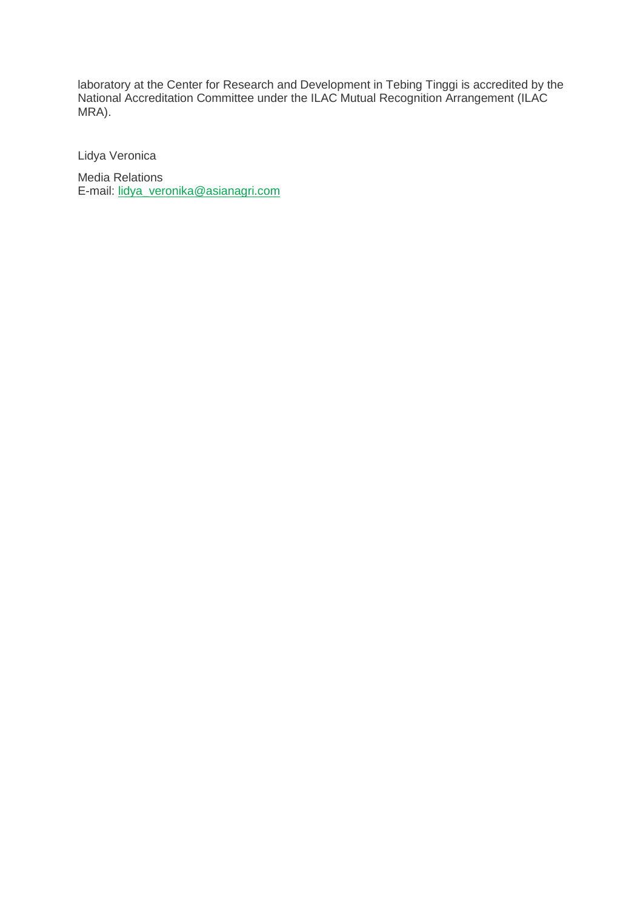laboratory at the Center for Research and Development in Tebing Tinggi is accredited by the National Accreditation Committee under the ILAC Mutual Recognition Arrangement (ILAC MRA).

Lidya Veronica

Media Relations
E-mail: lidya_veronika@asianagri.com